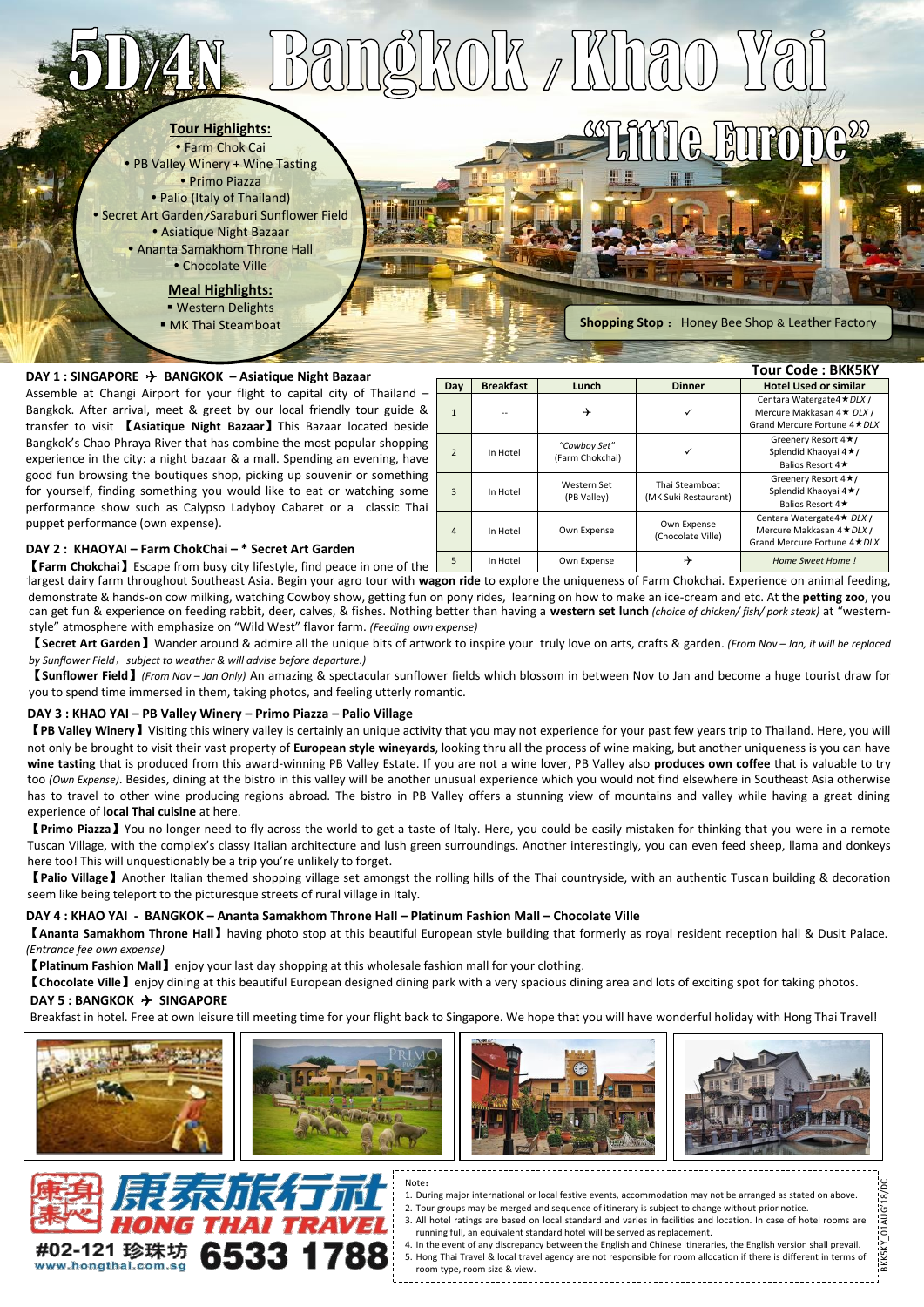# 5D/4N Bangkok / Khao Yai "Little Europe"

**Tour Highlights:**

- Farm Chok Cai
- PB Valley Winery + Wine Tasting
- Primo Piazza
- Palio (Italy of Thailand)
- Secret Art Garden/Saraburi Sunflower Field
- Asiatique Night Bazaar
- Ananta Samakhom Throne Hall
- Chocolate Ville

**Meal Highlights:**

- Western Delights
- MK Thai Steamboat

**Shopping Stop：** Honey Bee Shop & Leather Factory

**Tour Code : BKK5KY**

| Day | Breakfast | Lunch | Dinner | Hotel Used or similar |
|---|---|---|---|---|
| 1 | -- | ✈ | ✓ | Centara Watergate4★*DLX* / Mercure Makkasan 4★ *DLX* / Grand Mercure Fortune 4★*DLX* |
| 2 | In Hotel | *"Cowboy Set"* (Farm Chokchai) | ✓ | Greenery Resort 4★/ Splendid Khaoyai 4★/ Balios Resort 4★ |
| 3 | In Hotel | Western Set (PB Valley) | Thai Steamboat (MK Suki Restaurant) | Greenery Resort 4★/ Splendid Khaoyai 4★/ Balios Resort 4★ |
| 4 | In Hotel | Own Expense | Own Expense (Chocolate Ville) | Centara Watergate4★ *DLX* / Mercure Makkasan 4★*DLX* / Grand Mercure Fortune 4★*DLX* |
| 5 | In Hotel | Own Expense | ✈ | *Home Sweet Home !* |

**DAY 1 : SINGAPORE ✈ BANGKOK – Asiatique Night Bazaar**

Assemble at Changi Airport for your flight to capital city of Thailand – Bangkok. After arrival, meet & greet by our local friendly tour guide & transfer to visit **【Asiatique Night Bazaar】**This Bazaar located beside Bangkok's Chao Phraya River that has combine the most popular shopping experience in the city: a night bazaar & a mall. Spending an evening, have good fun browsing the boutiques shop, picking up souvenir or something for yourself, finding something you would like to eat or watching some performance show such as Calypso Ladyboy Cabaret or a classic Thai puppet performance (own expense).

**DAY 2 : KHAOYAI – Farm ChokChai – * Secret Art Garden**

**【Farm Chokchai】**Escape from busy city lifestyle, find peace in one of the largest dairy farm throughout Southeast Asia. Begin your agro tour with **wagon ride** to explore the uniqueness of Farm Chokchai. Experience on animal feeding, demonstrate & hands-on cow milking, watching Cowboy show, getting fun on pony rides, learning on how to make an ice-cream and etc. At the **petting zoo**, you can get fun & experience on feeding rabbit, deer, calves, & fishes. Nothing better than having a **western set lunch** *(choice of chicken/ fish/ pork steak)* at "western-style" atmosphere with emphasize on "Wild West" flavor farm. *(Feeding own expense)*

**【Secret Art Garden】**Wander around & admire all the unique bits of artwork to inspire your truly love on arts, crafts & garden. *(From Nov – Jan, it will be replaced by Sunflower Field，subject to weather & will advise before departure.)*

**【Sunflower Field】** *(From Nov – Jan Only)* An amazing & spectacular sunflower fields which blossom in between Nov to Jan and become a huge tourist draw for you to spend time immersed in them, taking photos, and feeling utterly romantic.

**DAY 3 : KHAO YAI – PB Valley Winery – Primo Piazza – Palio Village**

**【PB Valley Winery】**Visiting this winery valley is certainly an unique activity that you may not experience for your past few years trip to Thailand. Here, you will not only be brought to visit their vast property of **European style wineyards**, looking thru all the process of wine making, but another uniqueness is you can have **wine tasting** that is produced from this award-winning PB Valley Estate. If you are not a wine lover, PB Valley also **produces own coffee** that is valuable to try too *(Own Expense)*. Besides, dining at the bistro in this valley will be another unusual experience which you would not find elsewhere in Southeast Asia otherwise has to travel to other wine producing regions abroad. The bistro in PB Valley offers a stunning view of mountains and valley while having a great dining experience of **local Thai cuisine** at here.

**【Primo Piazza】**You no longer need to fly across the world to get a taste of Italy. Here, you could be easily mistaken for thinking that you were in a remote Tuscan Village, with the complex's classy Italian architecture and lush green surroundings. Another interestingly, you can even feed sheep, llama and donkeys here too! This will unquestionably be a trip you're unlikely to forget.

**【Palio Village】**Another Italian themed shopping village set amongst the rolling hills of the Thai countryside, with an authentic Tuscan building & decoration seem like being teleport to the picturesque streets of rural village in Italy.

**DAY 4 : KHAO YAI - BANGKOK – Ananta Samakhom Throne Hall – Platinum Fashion Mall – Chocolate Ville**

**【Ananta Samakhom Throne Hall】**having photo stop at this beautiful European style building that formerly as royal resident reception hall & Dusit Palace. *(Entrance fee own expense)*

**【Platinum Fashion Mall】**enjoy your last day shopping at this wholesale fashion mall for your clothing.

**【Chocolate Ville】**enjoy dining at this beautiful European designed dining park with a very spacious dining area and lots of exciting spot for taking photos.

**DAY 5 : BANGKOK ✈ SINGAPORE**

Breakfast in hotel. Free at own leisure till meeting time for your flight back to Singapore. We hope that you will have wonderful holiday with Hong Thai Travel!

康泰旅行社 HONG THAI TRAVEL

#02-121 珍珠坊 6533 1788

www.hongthai.com.sg

Note：

1. During major international or local festive events, accommodation may not be arranged as stated on above.
2. Tour groups may be merged and sequence of itinerary is subject to change without prior notice.
3. All hotel ratings are based on local standard and varies in facilities and location. In case of hotel rooms are running full, an equivalent standard hotel will be served as replacement.
4. In the event of any discrepancy between the English and Chinese itineraries, the English version shall prevail.
5. Hong Thai Travel & local travel agency are not responsible for room allocation if there is different in terms of room type, room size & view.

BKK5KY_01AUG'18/DC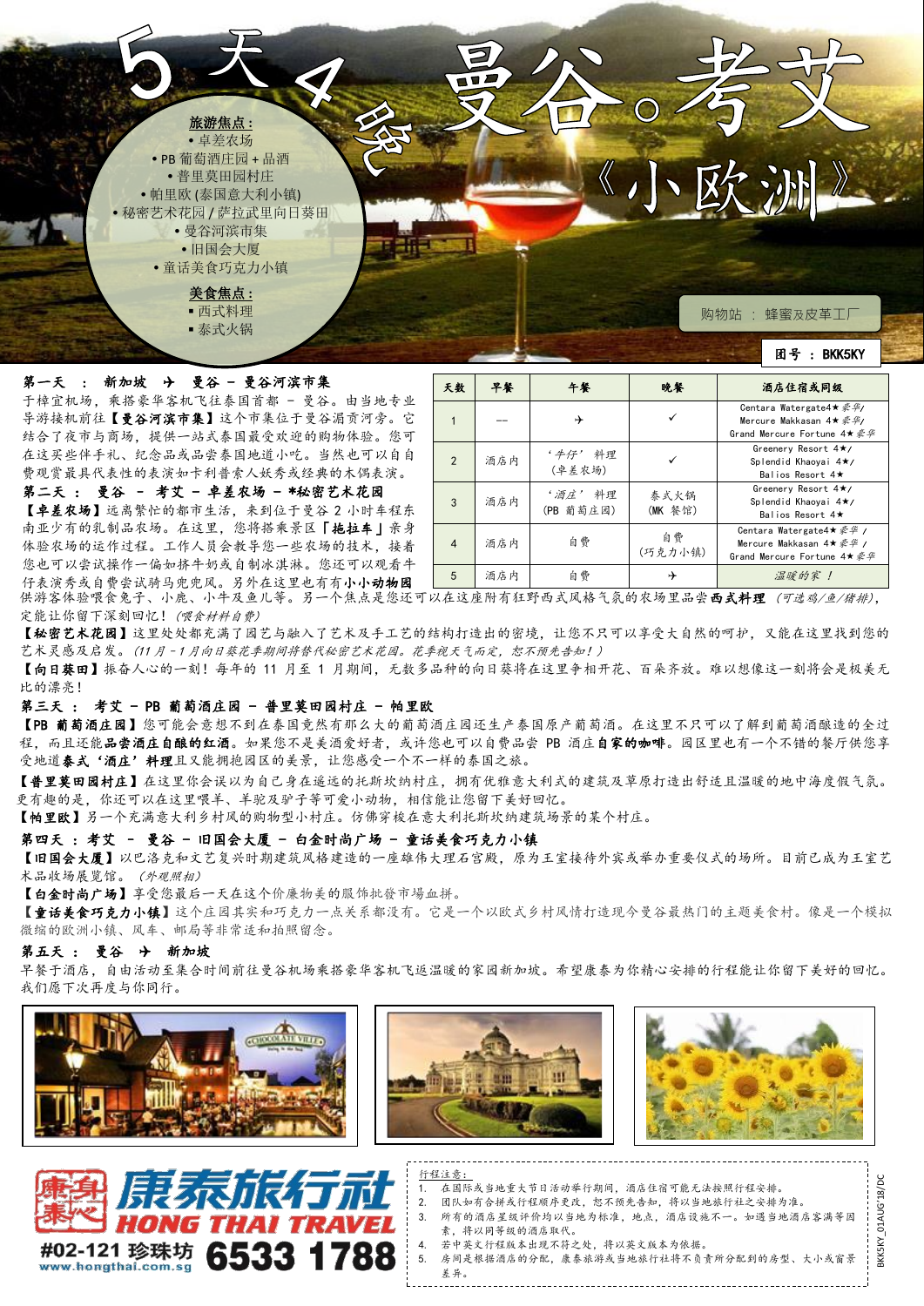# 5天4晚 曼谷。考艾《小欧洲》

**旅游焦点：**
- 卓差农场
- PB 葡萄酒庄园 + 品酒
- 普里莫田园村庄
- 帕里欧 (泰国意大利小镇)
- 秘密艺术花园 / 萨拉武里向日葵田
- 曼谷河滨市集
- 旧国会大厦
- 童话美食巧克力小镇

**美食焦点：**
- 西式料理
- 泰式火锅

购物站 ： 蜂蜜及皮革工厂

团号 ：BKK5KY

| 天数 | 早餐 | 午餐 | 晚餐 | 酒店住宿或同级 |
|---|---|---|---|---|
| 1 | -- | ✈ | ✓ | Centara Watergate4★ 豪华/ Mercure Makkasan 4★ 豪华/ Grand Mercure Fortune 4★ 豪华 |
| 2 | 酒店内 | '牛仔' 料理 (卓差农场) | ✓ | Greenery Resort 4★/ Splendid Khaoyai 4★/ Balios Resort 4★ |
| 3 | 酒店内 | '酒庄' 料理 (PB 葡萄庄园) | 泰式火锅 (MK 餐馆) | Greenery Resort 4★/ Splendid Khaoyai 4★/ Balios Resort 4★ |
| 4 | 酒店内 | 自费 | 自费 (巧克力小镇) | Centara Watergate4★ 豪华 / Mercure Makkasan 4★ 豪华 / Grand Mercure Fortune 4★ 豪华 |
| 5 | 酒店内 | 自费 | ✈ | 温暖的家 ! |

**第一天 ： 新加坡 ✈ 曼谷 – 曼谷河滨市集**

于樟宜机场，乘搭豪华客机飞往泰国首都 – 曼谷。由当地专业导游接机前往【曼谷河滨市集】这个市集位于曼谷湄贡河旁。它结合了夜市与商场，提供一站式泰国最受欢迎的购物体验。您可在这买些伴手礼、纪念品或品尝泰国地道小吃。当然也可以自自费观赏最具代表性的表演如卡利普索人妖秀或经典的木偶表演。

**第二天 ： 曼谷 – 考艾 – 卓差农场 – *秘密艺术花园**

【卓差农场】远离繁忙的都市生活，来到位于曼谷 2 小时车程东南亚少有的乳制品农场。在这里，您将搭乘景区「拖拉车」亲身体验农场的运作过程。工作人员会教导您一些农场的技术，接着您也可以尝试操作一偏如挤牛奶或自制冰淇淋。您还可以观看牛仔表演秀或自费尝试骑马兜兜风。另外在这里也有有**小小动物园**供游客体验喂食兔子、小鹿、小牛及鱼儿等。另一个焦点是您还可以在这座附有狂野西式风格气氛的农场里品尝**西式料理** *(可选鸡/鱼/猪排)*，定能让你留下深刻回忆！*(喂食材料自费)*

【秘密艺术花园】这里处处都充满了园艺与融入了艺术及手工艺的结构打造出的密境，让您不只可以享受大自然的呵护，又能在这里找到您的艺术灵感及启发。*(11 月 - 1 月向日葵花季期间将替代秘密艺术花园。花季视天气而定，恕不预先告知！)*

【向日葵田】振奋人心的一刻！每年的 11 月至 1 月期间，无数多品种的向日葵将在这里争相开花、百朵齐放。难以想像这一刻将会是极美无比的漂亮！

**第三天 ： 考艾 – PB 葡萄酒庄园 – 普里莫田园村庄 – 帕里欧**

【PB 葡萄酒庄园】您可能会意想不到在泰国竟然有那么大的葡萄酒庄园还生产泰国原产葡萄酒。在这里不只可以了解到葡萄酒酿造的全过程，而且还能**品尝酒庄自酿的红酒**。如果您不是美酒爱好者，或许您也可以自费品尝 PB 酒庄**自家的咖啡**。园区里也有一个不错的餐厅供您享受地道**泰式 '酒庄' 料理**且又能拥抱园区的美景，让您感受一个不一样的泰国之旅。

【普里莫田园村庄】在这里你会误以为自己身在遥远的托斯坎纳村庄，拥有优雅意大利式的建筑及草原打造出舒适且温暖的地中海度假气氛。更有趣的是，你还可以在这里喂羊、羊驼及驴子等可爱小动物，相信能让您留下美好回忆。

【帕里欧】另一个充满意大利乡村风的购物型小村庄。仿佛穿梭在意大利托斯坎纳建筑场景的某个村庄。

**第四天 ： 考艾 – 曼谷 – 旧国会大厦 – 白金时尚广场 – 童话美食巧克力小镇**

【旧国会大厦】以巴洛克和文艺复兴时期建筑风格建造的一座雄伟大理石宫殿，原为王室接待外宾或举办重要仪式的场所。目前已成为王室艺术品收藏展览馆。*(外观照相)*

【白金时尚广场】享受您最后一天在这个价廉物美的服饰批發市場血拼。

【童话美食巧克力小镇】这个庄园其实和巧克力一点关系都没有。它是一个以欧式乡村风情打造现今曼谷最热门的主题美食村。像是一个模拟微缩的欧洲小镇、风车、邮局等非常适和拍照留念。

**第五天 ： 曼谷 ✈ 新加坡**

早餐于酒店，自由活动至集合时间前往曼谷机场乘搭豪华客机飞返温暖的家园新加坡。希望康泰为你精心安排的行程能让你留下美好的回忆。我们愿下次再度与你同行。

**康泰旅行社 HONG THAI TRAVEL**
#02-121 珍珠坊 6533 1788
www.hongthai.com.sg

行程注意：
1. 在国际或当地重大节日活动举行期间，酒店住宿可能无法按照行程安排。
2. 团队如有合拼或行程顺序更改，恕不预先告知，将以当地旅行社之安排为准。
3. 所有的酒店星级评价均以当地为标准，地点，酒店设施不一。如遇当地酒店客满等因素，将以同等级的酒店取代。
4. 若中英文行程版本出现不符之处，将以英文版本为依据。
5. 房间是根据酒店的分配，康泰旅游或当地旅行社将不负责所分配到的房型、大小或景差异。

BKK5KY_01AUG'18/DC